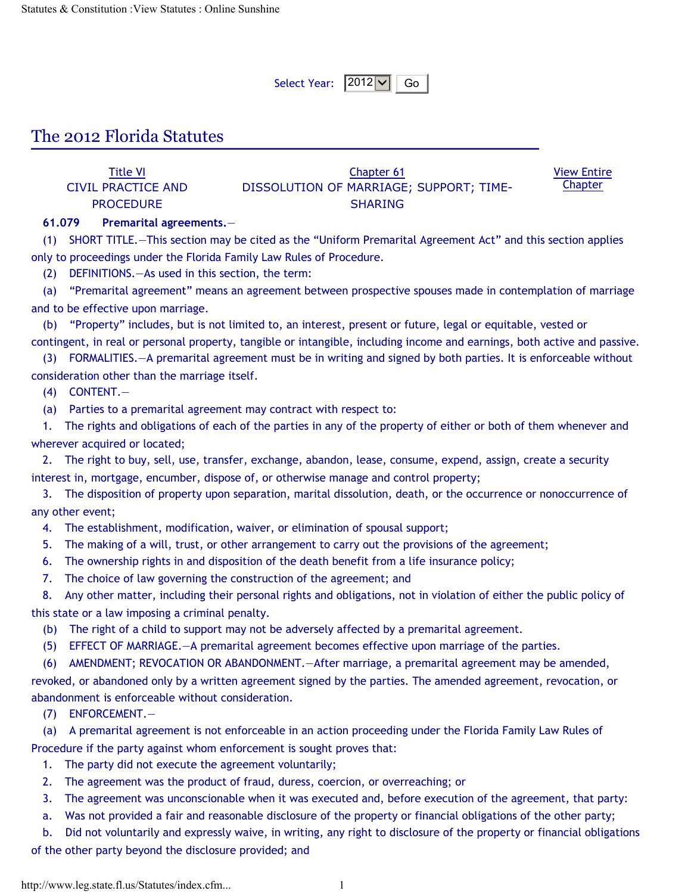Select Year: 2012 Go

# The 2012 Florida Statutes

| Title VI CIVIL PRACTICE AND PROCEDURE | Chapter 61 DISSOLUTION OF MARRIAGE; SUPPORT; TIME-SHARING | View Entire Chapter |
|---|---|---|

**61.079 Premarital agreements.—**

(1) SHORT TITLE.—This section may be cited as the "Uniform Premarital Agreement Act" and this section applies only to proceedings under the Florida Family Law Rules of Procedure.

(2) DEFINITIONS.—As used in this section, the term:

(a) "Premarital agreement" means an agreement between prospective spouses made in contemplation of marriage and to be effective upon marriage.

(b) "Property" includes, but is not limited to, an interest, present or future, legal or equitable, vested or contingent, in real or personal property, tangible or intangible, including income and earnings, both active and passive.

(3) FORMALITIES.—A premarital agreement must be in writing and signed by both parties. It is enforceable without consideration other than the marriage itself.

(4) CONTENT.—

(a) Parties to a premarital agreement may contract with respect to:

1. The rights and obligations of each of the parties in any of the property of either or both of them whenever and wherever acquired or located;

2. The right to buy, sell, use, transfer, exchange, abandon, lease, consume, expend, assign, create a security interest in, mortgage, encumber, dispose of, or otherwise manage and control property;

3. The disposition of property upon separation, marital dissolution, death, or the occurrence or nonoccurrence of any other event;

4. The establishment, modification, waiver, or elimination of spousal support;

5. The making of a will, trust, or other arrangement to carry out the provisions of the agreement;

6. The ownership rights in and disposition of the death benefit from a life insurance policy;

7. The choice of law governing the construction of the agreement; and

8. Any other matter, including their personal rights and obligations, not in violation of either the public policy of this state or a law imposing a criminal penalty.

(b) The right of a child to support may not be adversely affected by a premarital agreement.

(5) EFFECT OF MARRIAGE.—A premarital agreement becomes effective upon marriage of the parties.

(6) AMENDMENT; REVOCATION OR ABANDONMENT.—After marriage, a premarital agreement may be amended, revoked, or abandoned only by a written agreement signed by the parties. The amended agreement, revocation, or abandonment is enforceable without consideration.

(7) ENFORCEMENT.—

(a) A premarital agreement is not enforceable in an action proceeding under the Florida Family Law Rules of Procedure if the party against whom enforcement is sought proves that:

1. The party did not execute the agreement voluntarily;

2. The agreement was the product of fraud, duress, coercion, or overreaching; or

3. The agreement was unconscionable when it was executed and, before execution of the agreement, that party:

a. Was not provided a fair and reasonable disclosure of the property or financial obligations of the other party;

b. Did not voluntarily and expressly waive, in writing, any right to disclosure of the property or financial obligations of the other party beyond the disclosure provided; and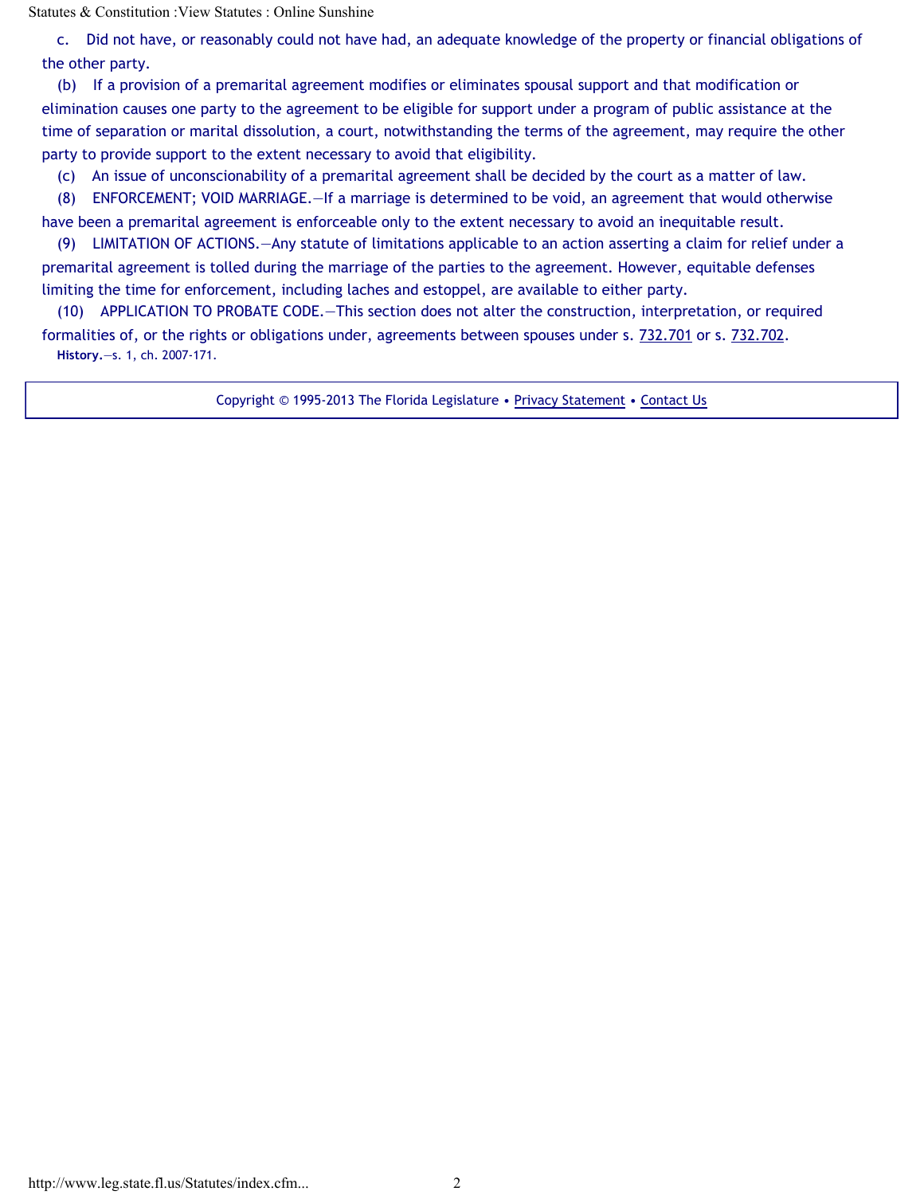c. Did not have, or reasonably could not have had, an adequate knowledge of the property or financial obligations of the other party.

(b) If a provision of a premarital agreement modifies or eliminates spousal support and that modification or elimination causes one party to the agreement to be eligible for support under a program of public assistance at the time of separation or marital dissolution, a court, notwithstanding the terms of the agreement, may require the other party to provide support to the extent necessary to avoid that eligibility.

(c) An issue of unconscionability of a premarital agreement shall be decided by the court as a matter of law.

(8) ENFORCEMENT; VOID MARRIAGE.—If a marriage is determined to be void, an agreement that would otherwise have been a premarital agreement is enforceable only to the extent necessary to avoid an inequitable result.

(9) LIMITATION OF ACTIONS.—Any statute of limitations applicable to an action asserting a claim for relief under a premarital agreement is tolled during the marriage of the parties to the agreement. However, equitable defenses limiting the time for enforcement, including laches and estoppel, are available to either party.

(10) APPLICATION TO PROBATE CODE.—This section does not alter the construction, interpretation, or required formalities of, or the rights or obligations under, agreements between spouses under s. 732.701 or s. 732.702.

**History.**—s. 1, ch. 2007-171.

Copyright © 1995-2013 The Florida Legislature • Privacy Statement • Contact Us